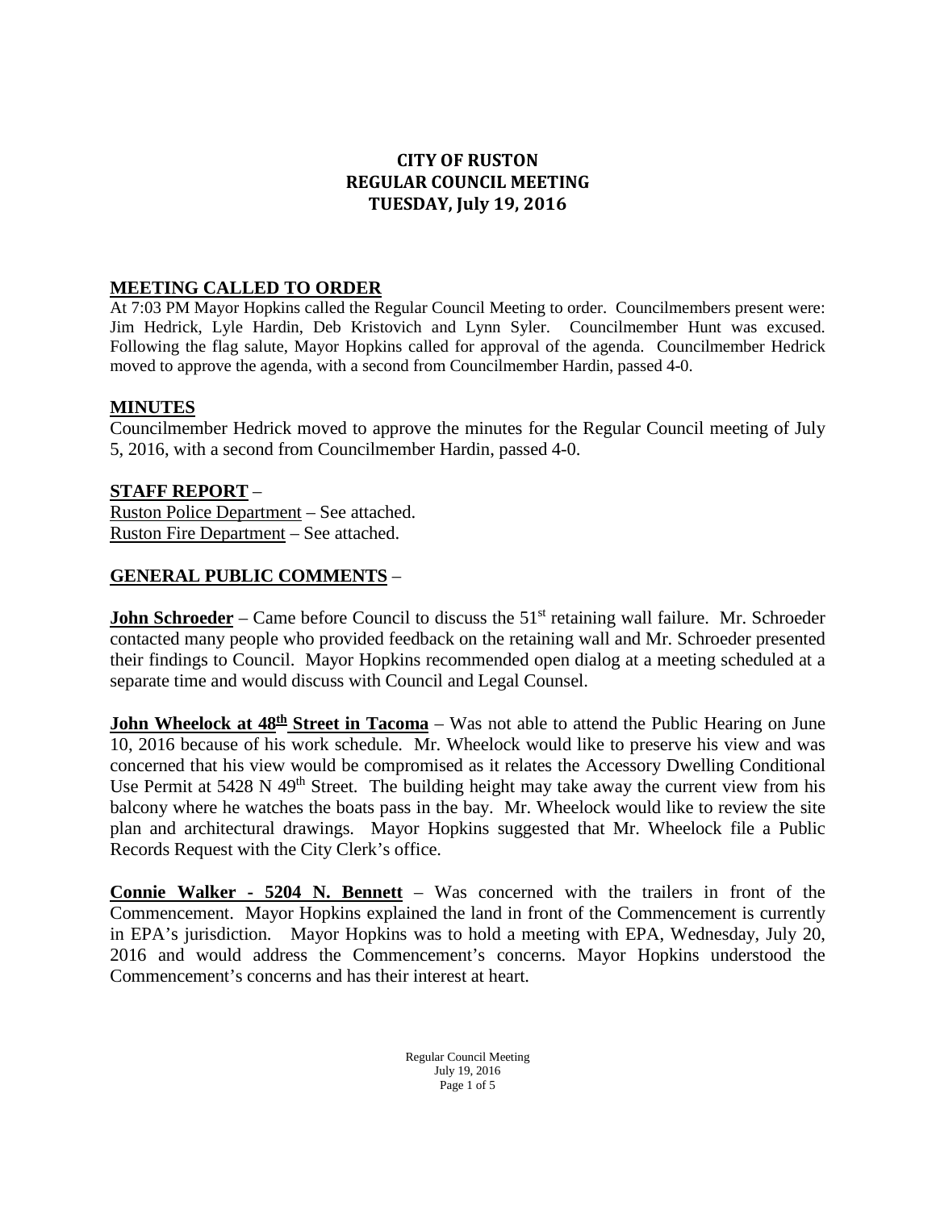# CITY OF RUSTON
# REGULAR COUNCIL MEETING
# TUESDAY, July 19, 2016

## MEETING CALLED TO ORDER

At 7:03 PM Mayor Hopkins called the Regular Council Meeting to order. Councilmembers present were: Jim Hedrick, Lyle Hardin, Deb Kristovich and Lynn Syler. Councilmember Hunt was excused. Following the flag salute, Mayor Hopkins called for approval of the agenda. Councilmember Hedrick moved to approve the agenda, with a second from Councilmember Hardin, passed 4-0.

## MINUTES

Councilmember Hedrick moved to approve the minutes for the Regular Council meeting of July 5, 2016, with a second from Councilmember Hardin, passed 4-0.

## STAFF REPORT –

Ruston Police Department – See attached.
Ruston Fire Department – See attached.

## GENERAL PUBLIC COMMENTS –

**John Schroeder** – Came before Council to discuss the 51st retaining wall failure. Mr. Schroeder contacted many people who provided feedback on the retaining wall and Mr. Schroeder presented their findings to Council. Mayor Hopkins recommended open dialog at a meeting scheduled at a separate time and would discuss with Council and Legal Counsel.

**John Wheelock at 48th Street in Tacoma** – Was not able to attend the Public Hearing on June 10, 2016 because of his work schedule. Mr. Wheelock would like to preserve his view and was concerned that his view would be compromised as it relates the Accessory Dwelling Conditional Use Permit at 5428 N 49th Street. The building height may take away the current view from his balcony where he watches the boats pass in the bay. Mr. Wheelock would like to review the site plan and architectural drawings. Mayor Hopkins suggested that Mr. Wheelock file a Public Records Request with the City Clerk's office.

**Connie Walker - 5204 N. Bennett** – Was concerned with the trailers in front of the Commencement. Mayor Hopkins explained the land in front of the Commencement is currently in EPA's jurisdiction. Mayor Hopkins was to hold a meeting with EPA, Wednesday, July 20, 2016 and would address the Commencement's concerns. Mayor Hopkins understood the Commencement's concerns and has their interest at heart.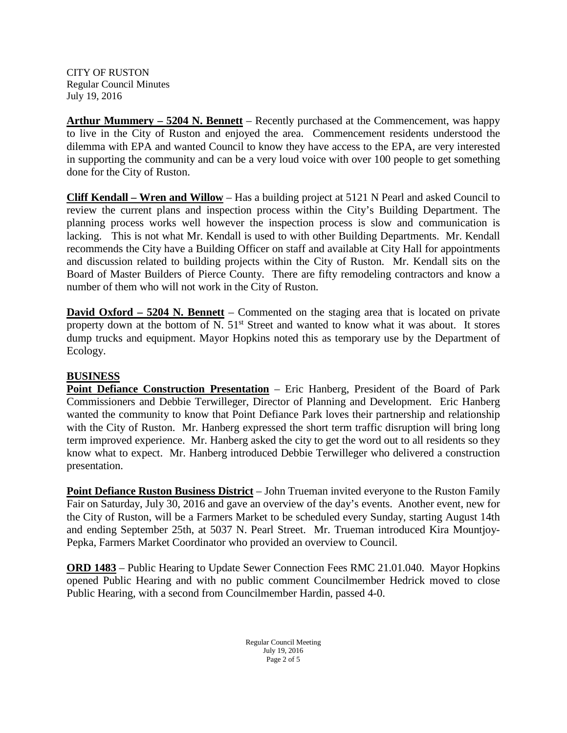CITY OF RUSTON
Regular Council Minutes
July 19, 2016

**Arthur Mummery – 5204 N. Bennett** – Recently purchased at the Commencement, was happy to live in the City of Ruston and enjoyed the area. Commencement residents understood the dilemma with EPA and wanted Council to know they have access to the EPA, are very interested in supporting the community and can be a very loud voice with over 100 people to get something done for the City of Ruston.

**Cliff Kendall – Wren and Willow** – Has a building project at 5121 N Pearl and asked Council to review the current plans and inspection process within the City's Building Department. The planning process works well however the inspection process is slow and communication is lacking. This is not what Mr. Kendall is used to with other Building Departments. Mr. Kendall recommends the City have a Building Officer on staff and available at City Hall for appointments and discussion related to building projects within the City of Ruston. Mr. Kendall sits on the Board of Master Builders of Pierce County. There are fifty remodeling contractors and know a number of them who will not work in the City of Ruston.

**David Oxford – 5204 N. Bennett** – Commented on the staging area that is located on private property down at the bottom of N. 51st Street and wanted to know what it was about. It stores dump trucks and equipment. Mayor Hopkins noted this as temporary use by the Department of Ecology.

## BUSINESS

**Point Defiance Construction Presentation** – Eric Hanberg, President of the Board of Park Commissioners and Debbie Terwilleger, Director of Planning and Development. Eric Hanberg wanted the community to know that Point Defiance Park loves their partnership and relationship with the City of Ruston. Mr. Hanberg expressed the short term traffic disruption will bring long term improved experience. Mr. Hanberg asked the city to get the word out to all residents so they know what to expect. Mr. Hanberg introduced Debbie Terwilleger who delivered a construction presentation.

**Point Defiance Ruston Business District** – John Trueman invited everyone to the Ruston Family Fair on Saturday, July 30, 2016 and gave an overview of the day's events. Another event, new for the City of Ruston, will be a Farmers Market to be scheduled every Sunday, starting August 14th and ending September 25th, at 5037 N. Pearl Street. Mr. Trueman introduced Kira Mountjoy-Pepka, Farmers Market Coordinator who provided an overview to Council.

**ORD 1483** – Public Hearing to Update Sewer Connection Fees RMC 21.01.040. Mayor Hopkins opened Public Hearing and with no public comment Councilmember Hedrick moved to close Public Hearing, with a second from Councilmember Hardin, passed 4-0.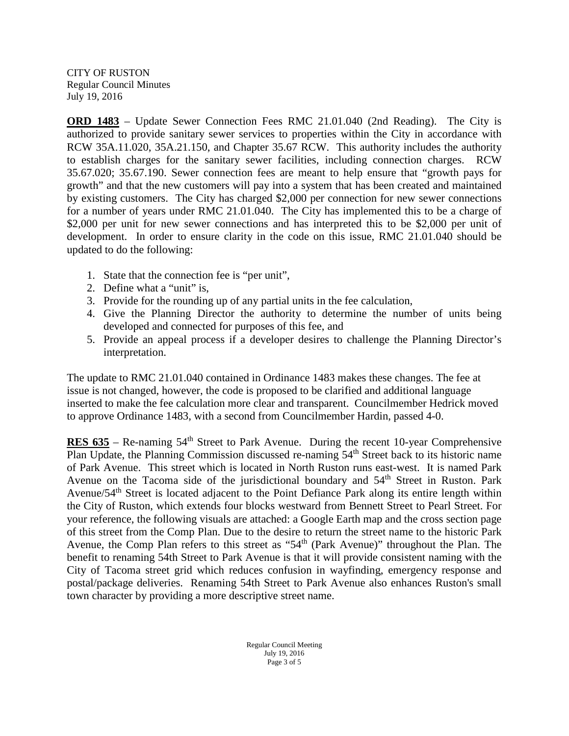CITY OF RUSTON
Regular Council Minutes
July 19, 2016

**ORD 1483** – Update Sewer Connection Fees RMC 21.01.040 (2nd Reading). The City is authorized to provide sanitary sewer services to properties within the City in accordance with RCW 35A.11.020, 35A.21.150, and Chapter 35.67 RCW. This authority includes the authority to establish charges for the sanitary sewer facilities, including connection charges. RCW 35.67.020; 35.67.190. Sewer connection fees are meant to help ensure that "growth pays for growth" and that the new customers will pay into a system that has been created and maintained by existing customers. The City has charged $2,000 per connection for new sewer connections for a number of years under RMC 21.01.040. The City has implemented this to be a charge of $2,000 per unit for new sewer connections and has interpreted this to be $2,000 per unit of development. In order to ensure clarity in the code on this issue, RMC 21.01.040 should be updated to do the following:

1. State that the connection fee is "per unit",
2. Define what a "unit" is,
3. Provide for the rounding up of any partial units in the fee calculation,
4. Give the Planning Director the authority to determine the number of units being developed and connected for purposes of this fee, and
5. Provide an appeal process if a developer desires to challenge the Planning Director's interpretation.

The update to RMC 21.01.040 contained in Ordinance 1483 makes these changes. The fee at issue is not changed, however, the code is proposed to be clarified and additional language inserted to make the fee calculation more clear and transparent. Councilmember Hedrick moved to approve Ordinance 1483, with a second from Councilmember Hardin, passed 4-0.

**RES 635** – Re-naming 54th Street to Park Avenue. During the recent 10-year Comprehensive Plan Update, the Planning Commission discussed re-naming 54th Street back to its historic name of Park Avenue. This street which is located in North Ruston runs east-west. It is named Park Avenue on the Tacoma side of the jurisdictional boundary and 54th Street in Ruston. Park Avenue/54th Street is located adjacent to the Point Defiance Park along its entire length within the City of Ruston, which extends four blocks westward from Bennett Street to Pearl Street. For your reference, the following visuals are attached: a Google Earth map and the cross section page of this street from the Comp Plan. Due to the desire to return the street name to the historic Park Avenue, the Comp Plan refers to this street as "54th (Park Avenue)" throughout the Plan. The benefit to renaming 54th Street to Park Avenue is that it will provide consistent naming with the City of Tacoma street grid which reduces confusion in wayfinding, emergency response and postal/package deliveries. Renaming 54th Street to Park Avenue also enhances Ruston's small town character by providing a more descriptive street name.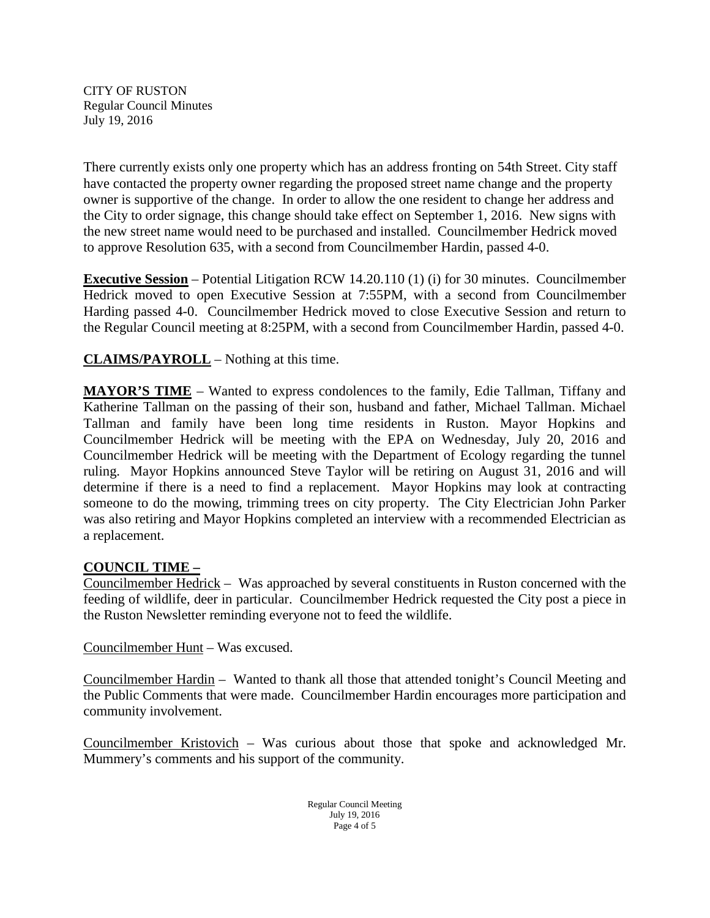There currently exists only one property which has an address fronting on 54th Street. City staff have contacted the property owner regarding the proposed street name change and the property owner is supportive of the change. In order to allow the one resident to change her address and the City to order signage, this change should take effect on September 1, 2016. New signs with the new street name would need to be purchased and installed. Councilmember Hedrick moved to approve Resolution 635, with a second from Councilmember Hardin, passed 4-0.

**<u>Executive Session</u>** – Potential Litigation RCW 14.20.110 (1) (i) for 30 minutes. Councilmember Hedrick moved to open Executive Session at 7:55PM, with a second from Councilmember Harding passed 4-0. Councilmember Hedrick moved to close Executive Session and return to the Regular Council meeting at 8:25PM, with a second from Councilmember Hardin, passed 4-0.

**<u>CLAIMS/PAYROLL</u>** – Nothing at this time.

**<u>MAYOR'S TIME</u>** – Wanted to express condolences to the family, Edie Tallman, Tiffany and Katherine Tallman on the passing of their son, husband and father, Michael Tallman. Michael Tallman and family have been long time residents in Ruston. Mayor Hopkins and Councilmember Hedrick will be meeting with the EPA on Wednesday, July 20, 2016 and Councilmember Hedrick will be meeting with the Department of Ecology regarding the tunnel ruling. Mayor Hopkins announced Steve Taylor will be retiring on August 31, 2016 and will determine if there is a need to find a replacement. Mayor Hopkins may look at contracting someone to do the mowing, trimming trees on city property. The City Electrician John Parker was also retiring and Mayor Hopkins completed an interview with a recommended Electrician as a replacement.

**<u>COUNCIL TIME –</u>**

<u>Councilmember Hedrick</u> – Was approached by several constituents in Ruston concerned with the feeding of wildlife, deer in particular. Councilmember Hedrick requested the City post a piece in the Ruston Newsletter reminding everyone not to feed the wildlife.

<u>Councilmember Hunt</u> – Was excused.

<u>Councilmember Hardin</u> – Wanted to thank all those that attended tonight's Council Meeting and the Public Comments that were made. Councilmember Hardin encourages more participation and community involvement.

<u>Councilmember Kristovich</u> – Was curious about those that spoke and acknowledged Mr. Mummery's comments and his support of the community.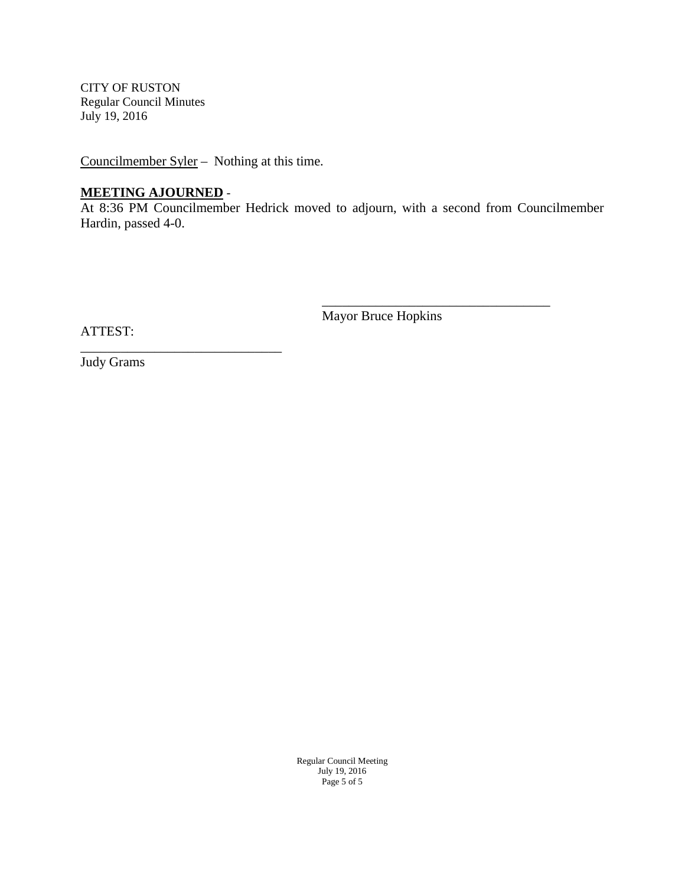Councilmember Syler – Nothing at this time.

**MEETING AJOURNED** -

At 8:36 PM Councilmember Hedrick moved to adjourn, with a second from Councilmember Hardin, passed 4-0.

\_\_\_\_\_\_\_\_\_\_\_\_\_\_\_\_\_\_\_\_\_\_\_\_\_\_\_\_\_\_\_\_\_\_\_\_

Mayor Bruce Hopkins

ATTEST:

\_\_\_\_\_\_\_\_\_\_\_\_\_\_\_\_\_\_\_\_\_\_\_\_\_\_\_\_\_\_\_\_

Judy Grams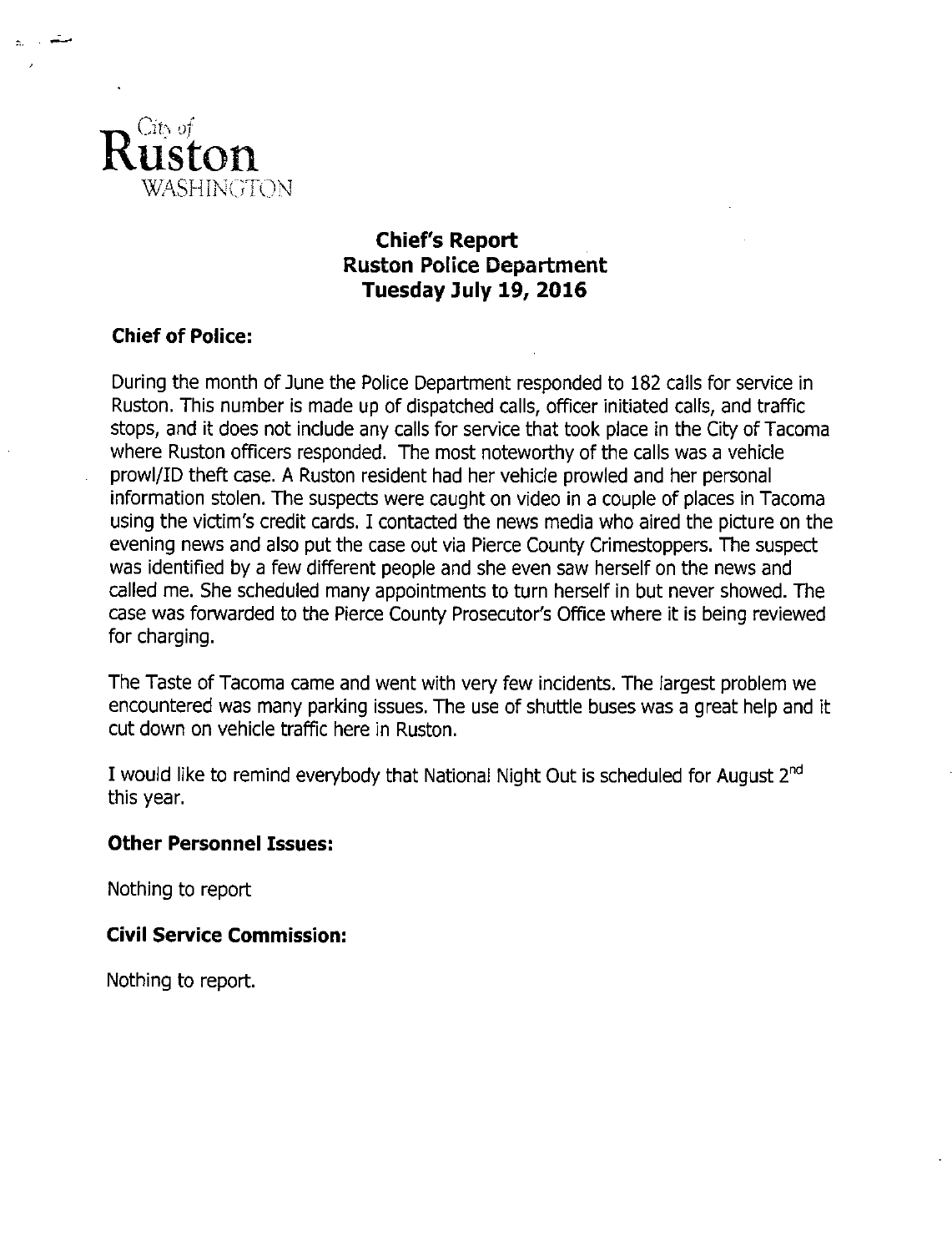City of
**Ruston**
WASHINGTON

# Chief's Report
## Ruston Police Department
## Tuesday July 19, 2016

### Chief of Police:

During the month of June the Police Department responded to 182 calls for service in Ruston. This number is made up of dispatched calls, officer initiated calls, and traffic stops, and it does not include any calls for service that took place in the City of Tacoma where Ruston officers responded. The most noteworthy of the calls was a vehicle prowl/ID theft case. A Ruston resident had her vehicle prowled and her personal information stolen. The suspects were caught on video in a couple of places in Tacoma using the victim's credit cards. I contacted the news media who aired the picture on the evening news and also put the case out via Pierce County Crimestoppers. The suspect was identified by a few different people and she even saw herself on the news and called me. She scheduled many appointments to turn herself in but never showed. The case was forwarded to the Pierce County Prosecutor's Office where it is being reviewed for charging.

The Taste of Tacoma came and went with very few incidents. The largest problem we encountered was many parking issues. The use of shuttle buses was a great help and it cut down on vehicle traffic here in Ruston.

I would like to remind everybody that National Night Out is scheduled for August 2nd this year.

### Other Personnel Issues:

Nothing to report

### Civil Service Commission:

Nothing to report.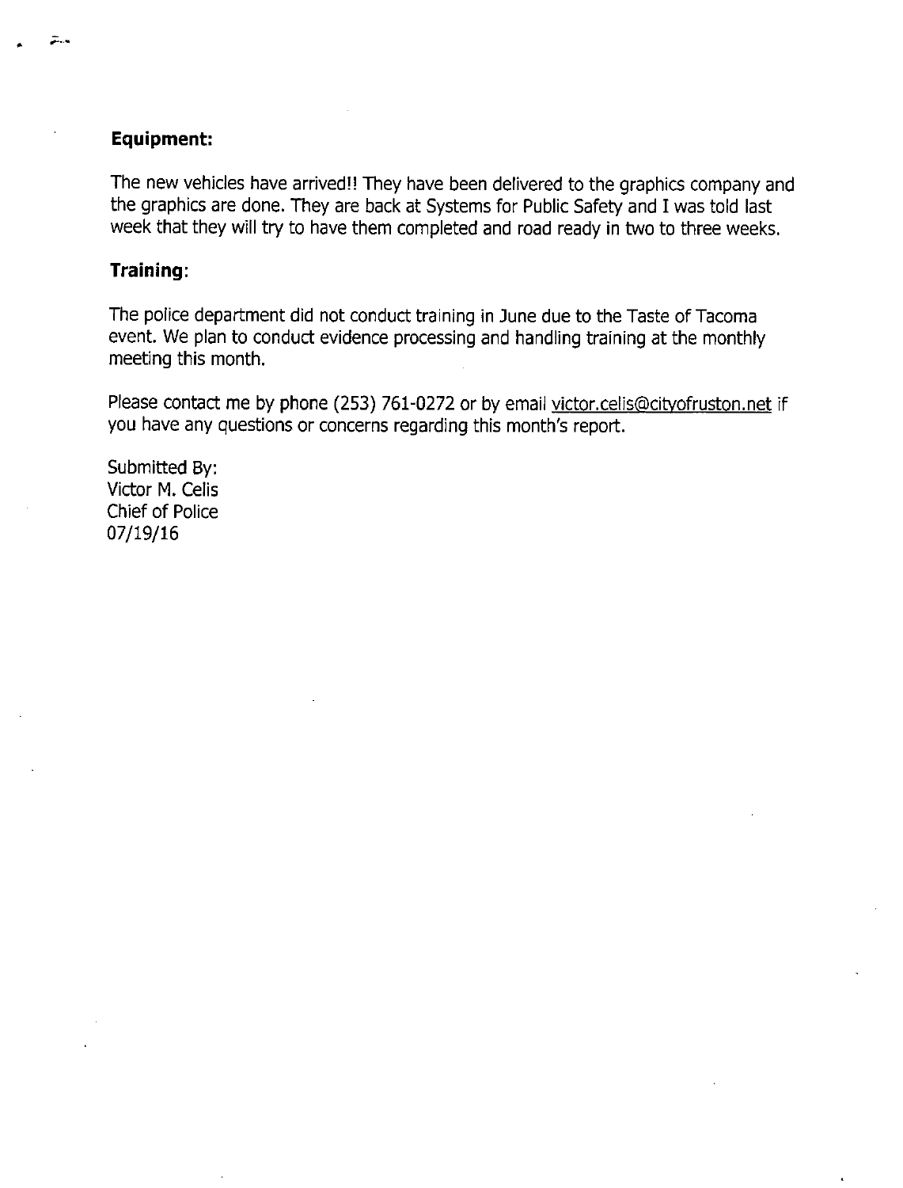**Equipment:**

The new vehicles have arrived!! They have been delivered to the graphics company and the graphics are done. They are back at Systems for Public Safety and I was told last week that they will try to have them completed and road ready in two to three weeks.

**Training:**

The police department did not conduct training in June due to the Taste of Tacoma event. We plan to conduct evidence processing and handling training at the monthly meeting this month.

Please contact me by phone (253) 761-0272 or by email victor.celis@cityofruston.net if you have any questions or concerns regarding this month's report.

Submitted By:
Victor M. Celis
Chief of Police
07/19/16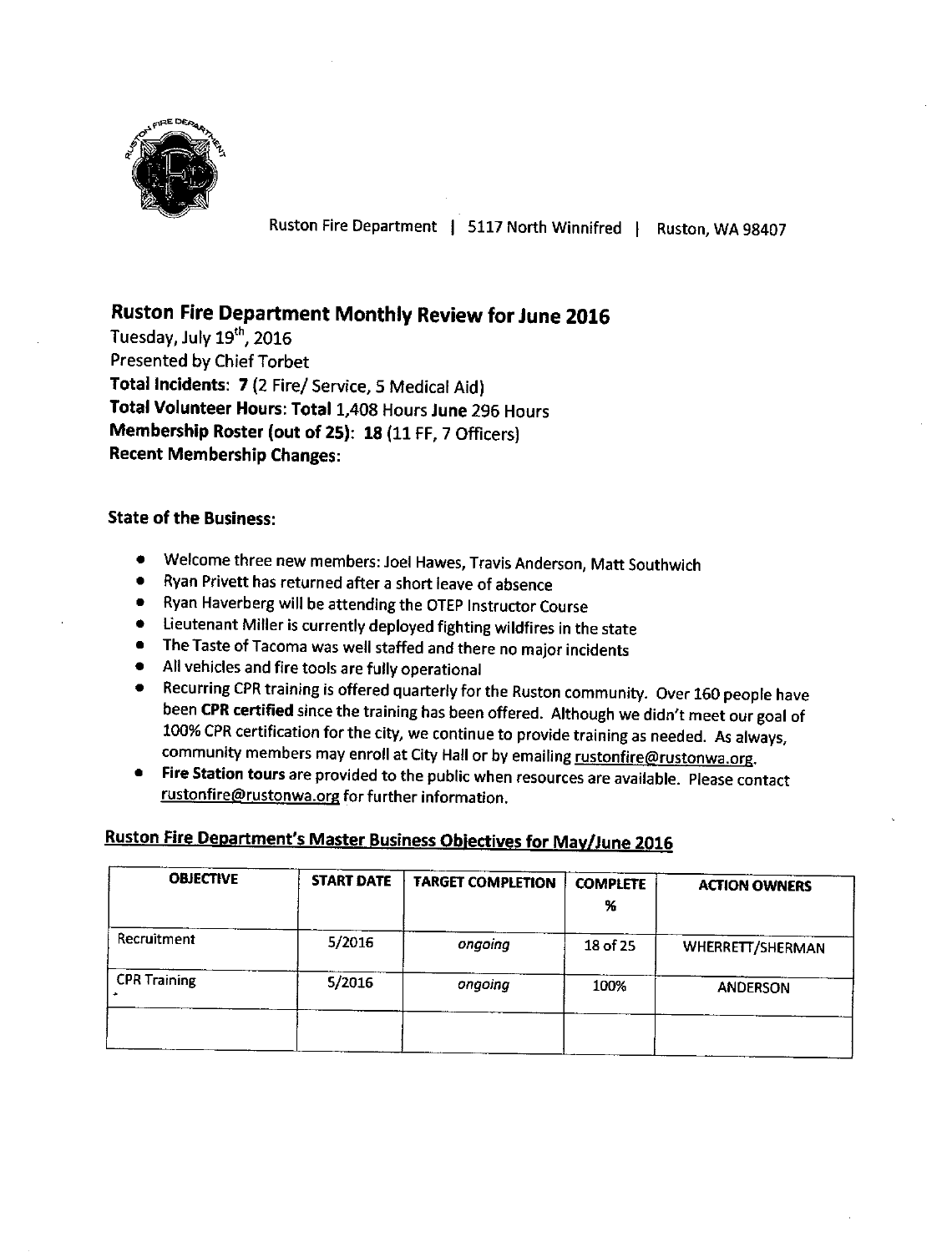Ruston Fire Department | 5117 North Winnifred | Ruston, WA 98407

## Ruston Fire Department Monthly Review for June 2016

Tuesday, July 19th, 2016
Presented by Chief Torbet
**Total Incidents**: **7** (2 Fire/ Service, 5 Medical Aid)
**Total Volunteer Hours: Total** 1,408 Hours **June** 296 Hours
**Membership Roster (out of 25)**: **18** (11 FF, 7 Officers)
**Recent Membership Changes:**

### State of the Business:

- Welcome three new members: Joel Hawes, Travis Anderson, Matt Southwich
- Ryan Privett has returned after a short leave of absence
- Ryan Haverberg will be attending the OTEP Instructor Course
- Lieutenant Miller is currently deployed fighting wildfires in the state
- The Taste of Tacoma was well staffed and there no major incidents
- All vehicles and fire tools are fully operational
- Recurring CPR training is offered quarterly for the Ruston community. Over 160 people have been **CPR certified** since the training has been offered. Although we didn't meet our goal of 100% CPR certification for the city, we continue to provide training as needed. As always, community members may enroll at City Hall or by emailing rustonfire@rustonwa.org.
- **Fire Station tours** are provided to the public when resources are available. Please contact rustonfire@rustonwa.org for further information.

### Ruston Fire Department's Master Business Objectives for May/June 2016

| OBJECTIVE | START DATE | TARGET COMPLETION | COMPLETE % | ACTION OWNERS |
|---|---|---|---|---|
| Recruitment | 5/2016 | *ongoing* | 18 of 25 | WHERRETT/SHERMAN |
| CPR Training | 5/2016 | *ongoing* | 100% | ANDERSON |
| | | | | |